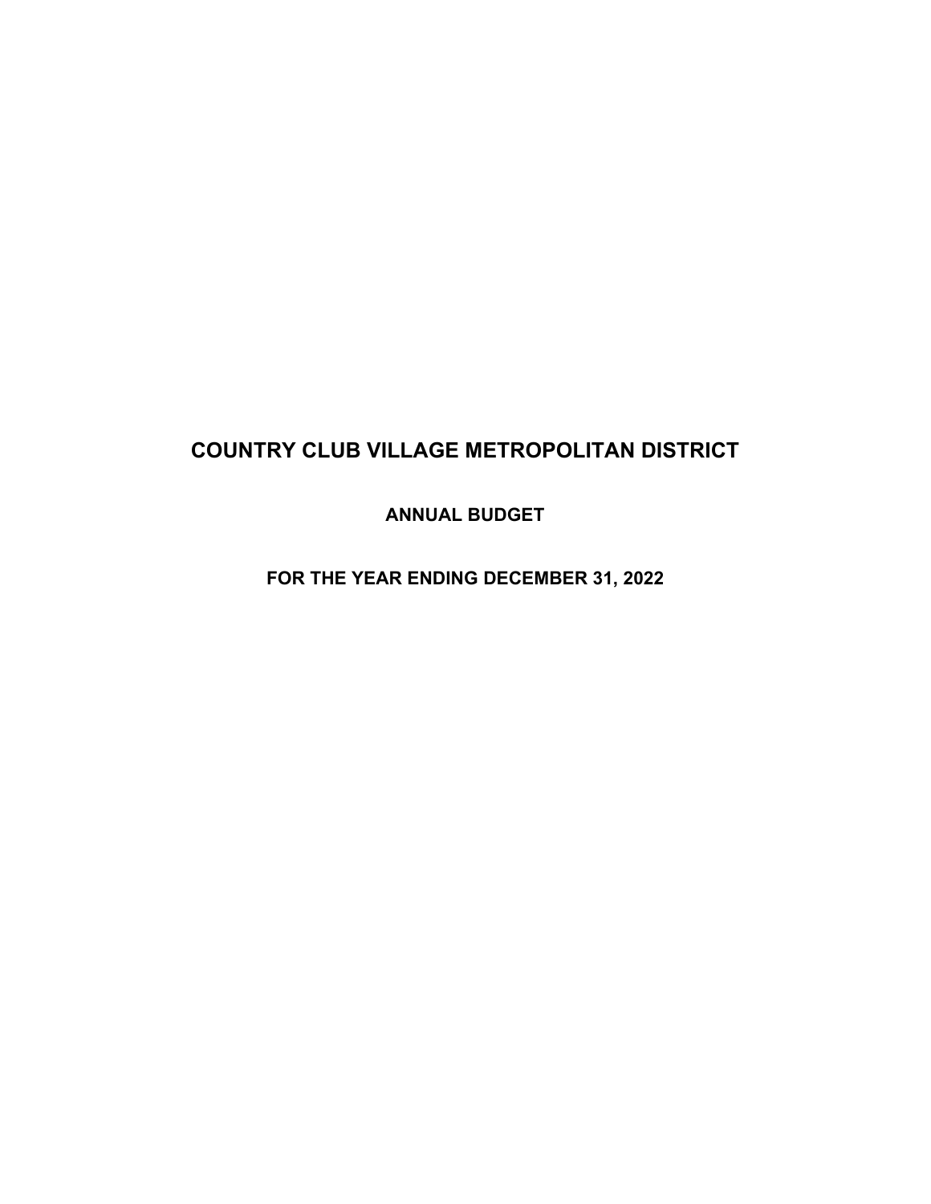# COUNTRY CLUB VILLAGE METROPOLITAN DISTRICT

## ANNUAL BUDGET

## FOR THE YEAR ENDING DECEMBER 31, 2022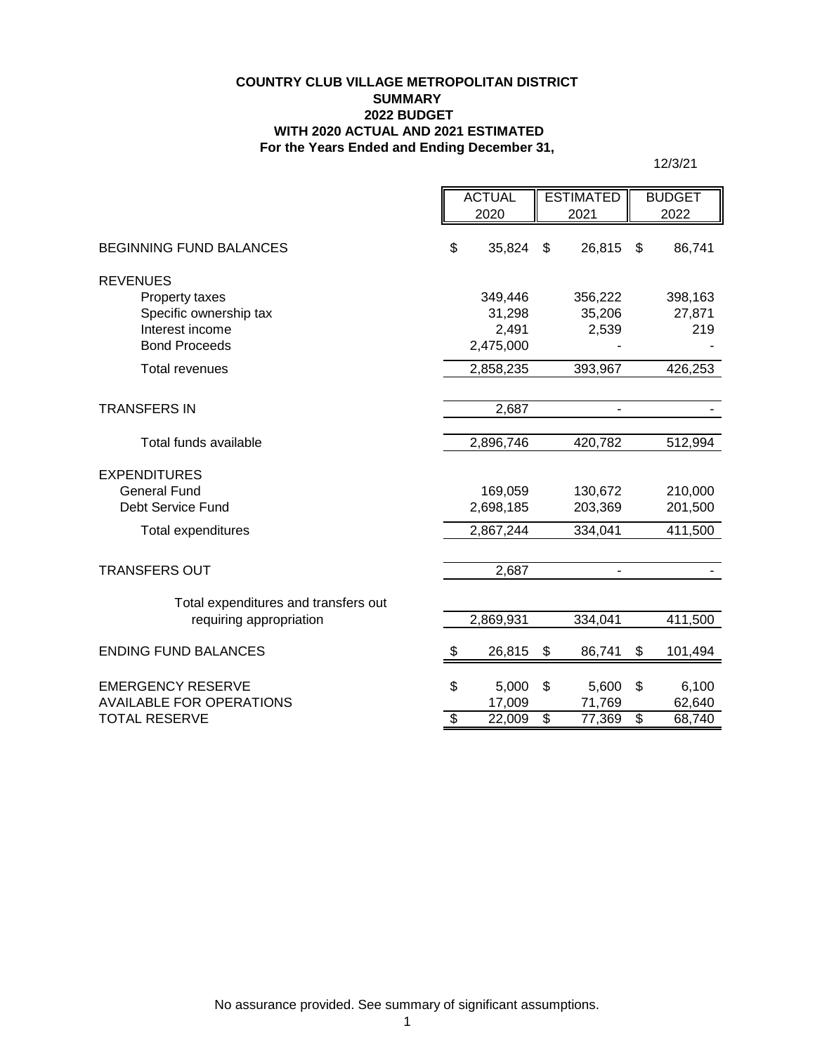**COUNTRY CLUB VILLAGE METROPOLITAN DISTRICT**
**SUMMARY**
**2022 BUDGET**
**WITH 2020 ACTUAL AND 2021 ESTIMATED**
**For the Years Ended and Ending December 31,**

12/3/21

| | ACTUAL 2020 | ESTIMATED 2021 | BUDGET 2022 |
|---|---|---|---|
| BEGINNING FUND BALANCES | $ 35,824 | $ 26,815 | $ 86,741 |
| REVENUES | | | |
| Property taxes | 349,446 | 356,222 | 398,163 |
| Specific ownership tax | 31,298 | 35,206 | 27,871 |
| Interest income | 2,491 | 2,539 | 219 |
| Bond Proceeds | 2,475,000 | - | - |
| Total revenues | 2,858,235 | 393,967 | 426,253 |
| TRANSFERS IN | 2,687 | - | - |
| Total funds available | 2,896,746 | 420,782 | 512,994 |
| EXPENDITURES | | | |
| General Fund | 169,059 | 130,672 | 210,000 |
| Debt Service Fund | 2,698,185 | 203,369 | 201,500 |
| Total expenditures | 2,867,244 | 334,041 | 411,500 |
| TRANSFERS OUT | 2,687 | - | - |
| Total expenditures and transfers out requiring appropriation | 2,869,931 | 334,041 | 411,500 |
| ENDING FUND BALANCES | $ 26,815 | $ 86,741 | $ 101,494 |
| EMERGENCY RESERVE | $ 5,000 | $ 5,600 | $ 6,100 |
| AVAILABLE FOR OPERATIONS | 17,009 | 71,769 | 62,640 |
| TOTAL RESERVE | $ 22,009 | $ 77,369 | $ 68,740 |

No assurance provided. See summary of significant assumptions.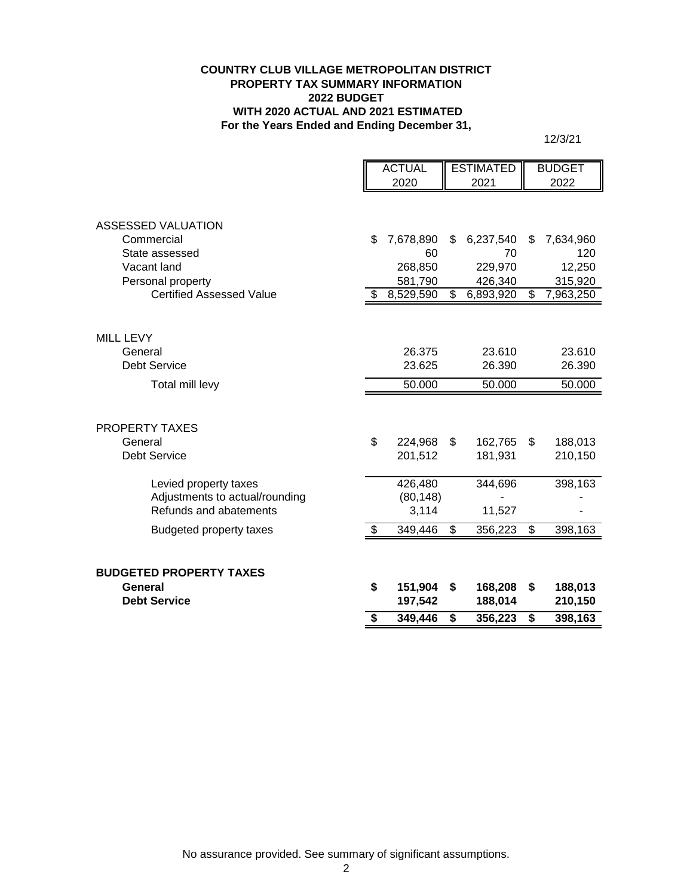**COUNTRY CLUB VILLAGE METROPOLITAN DISTRICT**
**PROPERTY TAX SUMMARY INFORMATION**
**2022 BUDGET**
**WITH 2020 ACTUAL AND 2021 ESTIMATED**
**For the Years Ended and Ending December 31,**

12/3/21

| | ACTUAL 2020 | ESTIMATED 2021 | BUDGET 2022 |
|---|---|---|---|
| ASSESSED VALUATION | | | |
| Commercial | $ 7,678,890 | $ 6,237,540 | $ 7,634,960 |
| State assessed | 60 | 70 | 120 |
| Vacant land | 268,850 | 229,970 | 12,250 |
| Personal property | 581,790 | 426,340 | 315,920 |
| Certified Assessed Value | $ 8,529,590 | $ 6,893,920 | $ 7,963,250 |
| MILL LEVY | | | |
| General | 26.375 | 23.610 | 23.610 |
| Debt Service | 23.625 | 26.390 | 26.390 |
| Total mill levy | 50.000 | 50.000 | 50.000 |
| PROPERTY TAXES | | | |
| General | $ 224,968 | $ 162,765 | $ 188,013 |
| Debt Service | 201,512 | 181,931 | 210,150 |
| Levied property taxes | 426,480 | 344,696 | 398,163 |
| Adjustments to actual/rounding | (80,148) | - | - |
| Refunds and abatements | 3,114 | 11,527 | - |
| Budgeted property taxes | $ 349,446 | $ 356,223 | $ 398,163 |
| **BUDGETED PROPERTY TAXES** | | | |
| **General** | **$ 151,904** | **$ 168,208** | **$ 188,013** |
| **Debt Service** | **197,542** | **188,014** | **210,150** |
| | **$ 349,446** | **$ 356,223** | **$ 398,163** |

No assurance provided. See summary of significant assumptions.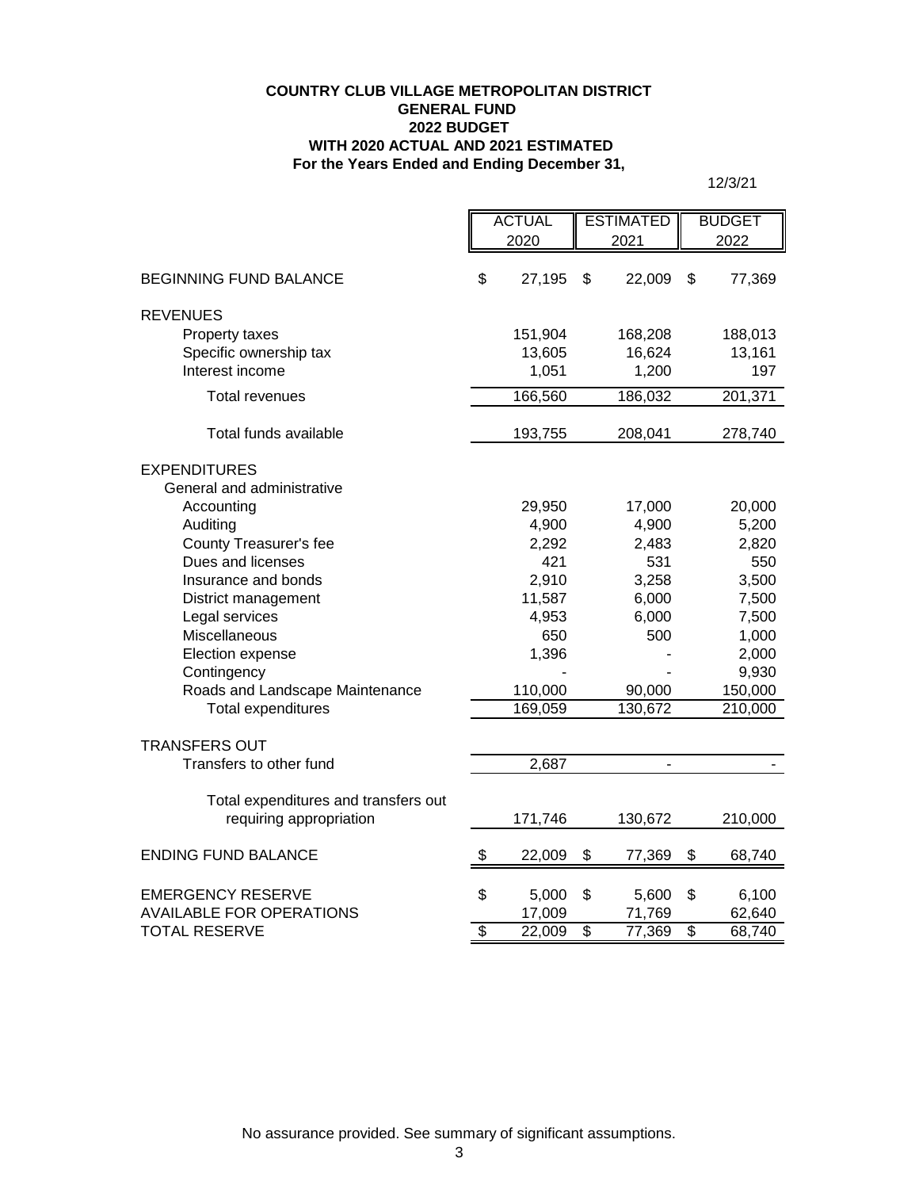**COUNTRY CLUB VILLAGE METROPOLITAN DISTRICT**
**GENERAL FUND**
**2022 BUDGET**
**WITH 2020 ACTUAL AND 2021 ESTIMATED**
**For the Years Ended and Ending December 31,**

12/3/21

| | ACTUAL 2020 | ESTIMATED 2021 | BUDGET 2022 |
|---|---|---|---|
| BEGINNING FUND BALANCE | $ 27,195 | $ 22,009 | $ 77,369 |
| REVENUES | | | |
| Property taxes | 151,904 | 168,208 | 188,013 |
| Specific ownership tax | 13,605 | 16,624 | 13,161 |
| Interest income | 1,051 | 1,200 | 197 |
| Total revenues | 166,560 | 186,032 | 201,371 |
| Total funds available | 193,755 | 208,041 | 278,740 |
| EXPENDITURES | | | |
| General and administrative | | | |
| Accounting | 29,950 | 17,000 | 20,000 |
| Auditing | 4,900 | 4,900 | 5,200 |
| County Treasurer's fee | 2,292 | 2,483 | 2,820 |
| Dues and licenses | 421 | 531 | 550 |
| Insurance and bonds | 2,910 | 3,258 | 3,500 |
| District management | 11,587 | 6,000 | 7,500 |
| Legal services | 4,953 | 6,000 | 7,500 |
| Miscellaneous | 650 | 500 | 1,000 |
| Election expense | 1,396 | - | 2,000 |
| Contingency | - | - | 9,930 |
| Roads and Landscape Maintenance | 110,000 | 90,000 | 150,000 |
| Total expenditures | 169,059 | 130,672 | 210,000 |
| TRANSFERS OUT | | | |
| Transfers to other fund | 2,687 | - | - |
| Total expenditures and transfers out requiring appropriation | 171,746 | 130,672 | 210,000 |
| ENDING FUND BALANCE | $ 22,009 | $ 77,369 | $ 68,740 |
| EMERGENCY RESERVE | $ 5,000 | $ 5,600 | $ 6,100 |
| AVAILABLE FOR OPERATIONS | 17,009 | 71,769 | 62,640 |
| TOTAL RESERVE | $ 22,009 | $ 77,369 | $ 68,740 |

No assurance provided. See summary of significant assumptions.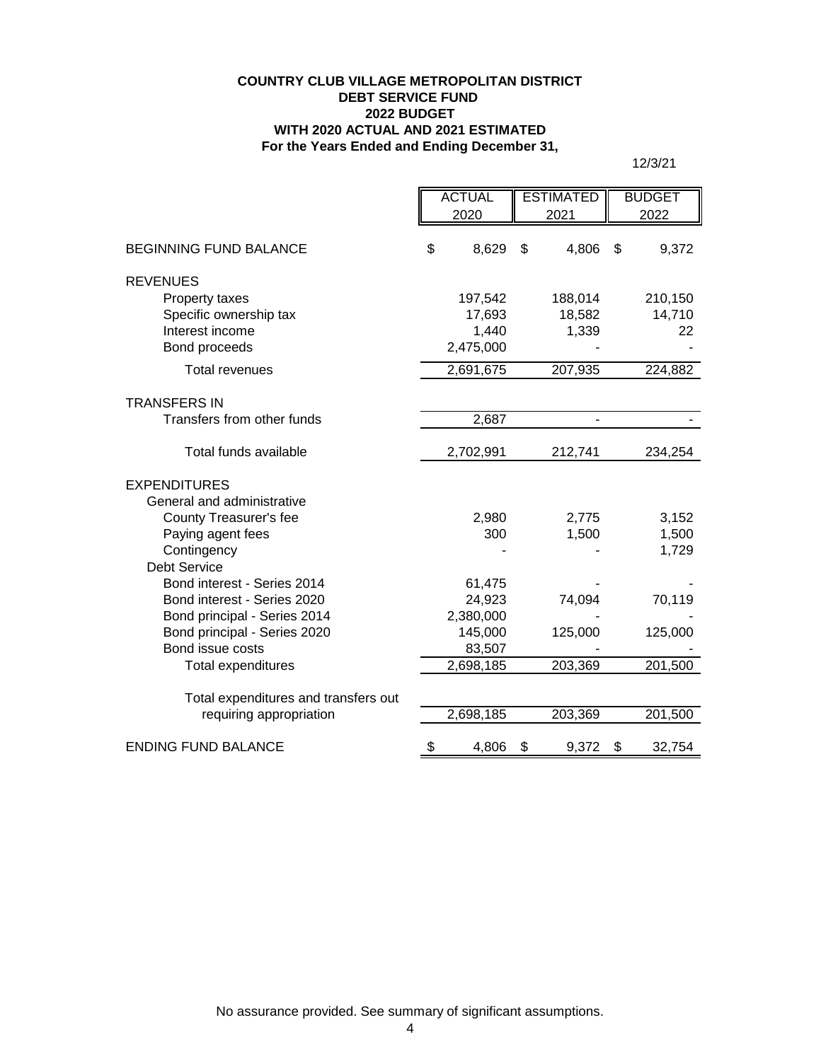**COUNTRY CLUB VILLAGE METROPOLITAN DISTRICT**
**DEBT SERVICE FUND**
**2022 BUDGET**
**WITH 2020 ACTUAL AND 2021 ESTIMATED**
**For the Years Ended and Ending December 31,**

12/3/21

| | ACTUAL 2020 | ESTIMATED 2021 | BUDGET 2022 |
|---|---|---|---|
| BEGINNING FUND BALANCE | $ 8,629 | $ 4,806 | $ 9,372 |
| REVENUES | | | |
| Property taxes | 197,542 | 188,014 | 210,150 |
| Specific ownership tax | 17,693 | 18,582 | 14,710 |
| Interest income | 1,440 | 1,339 | 22 |
| Bond proceeds | 2,475,000 | - | - |
| Total revenues | 2,691,675 | 207,935 | 224,882 |
| TRANSFERS IN | | | |
| Transfers from other funds | 2,687 | - | - |
| Total funds available | 2,702,991 | 212,741 | 234,254 |
| EXPENDITURES | | | |
| General and administrative | | | |
| County Treasurer's fee | 2,980 | 2,775 | 3,152 |
| Paying agent fees | 300 | 1,500 | 1,500 |
| Contingency | - | - | 1,729 |
| Debt Service | | | |
| Bond interest - Series 2014 | 61,475 | - | - |
| Bond interest - Series 2020 | 24,923 | 74,094 | 70,119 |
| Bond principal - Series 2014 | 2,380,000 | - | - |
| Bond principal - Series 2020 | 145,000 | 125,000 | 125,000 |
| Bond issue costs | 83,507 | - | - |
| Total expenditures | 2,698,185 | 203,369 | 201,500 |
| Total expenditures and transfers out requiring appropriation | 2,698,185 | 203,369 | 201,500 |
| ENDING FUND BALANCE | $ 4,806 | $ 9,372 | $ 32,754 |

No assurance provided. See summary of significant assumptions.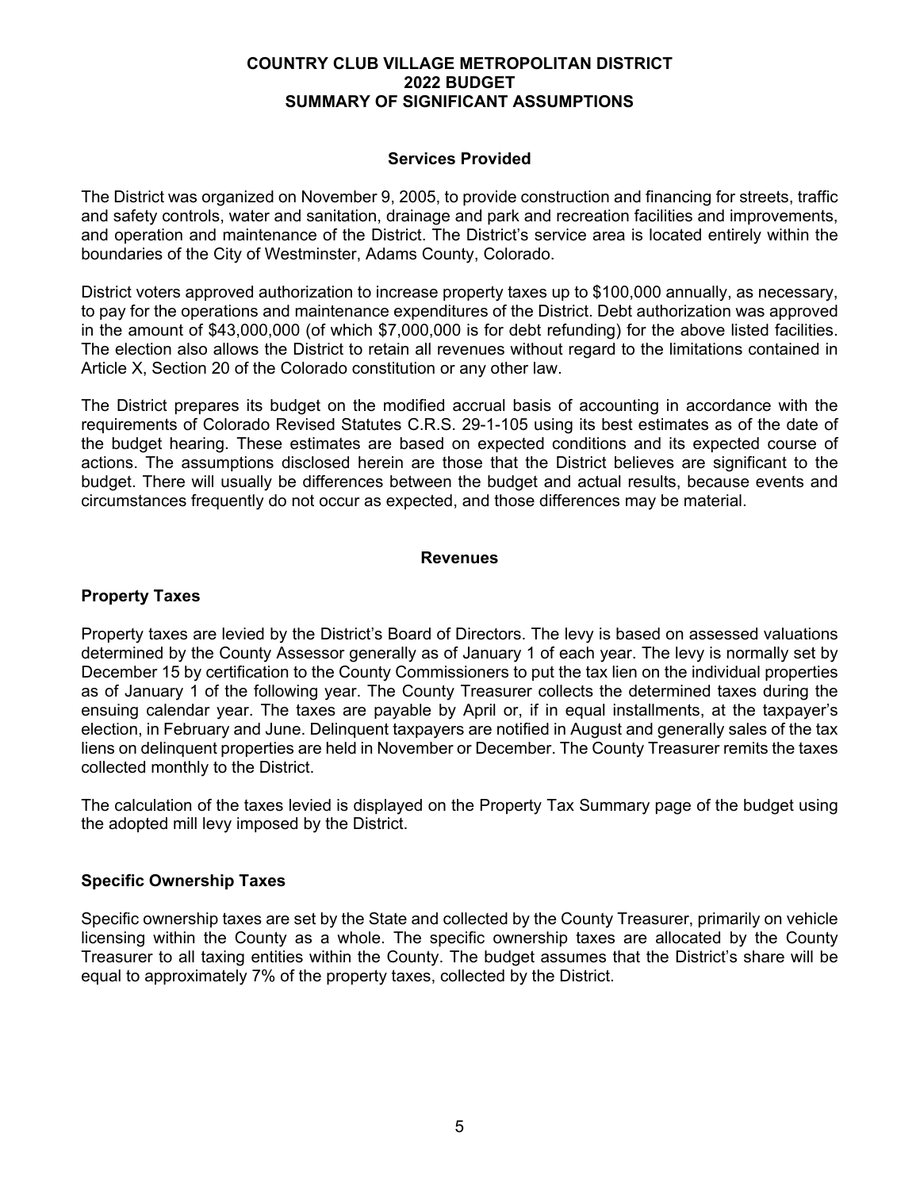# COUNTRY CLUB VILLAGE METROPOLITAN DISTRICT
# 2022 BUDGET
# SUMMARY OF SIGNIFICANT ASSUMPTIONS

## Services Provided

The District was organized on November 9, 2005, to provide construction and financing for streets, traffic and safety controls, water and sanitation, drainage and park and recreation facilities and improvements, and operation and maintenance of the District. The District's service area is located entirely within the boundaries of the City of Westminster, Adams County, Colorado.

District voters approved authorization to increase property taxes up to $100,000 annually, as necessary, to pay for the operations and maintenance expenditures of the District. Debt authorization was approved in the amount of $43,000,000 (of which $7,000,000 is for debt refunding) for the above listed facilities. The election also allows the District to retain all revenues without regard to the limitations contained in Article X, Section 20 of the Colorado constitution or any other law.

The District prepares its budget on the modified accrual basis of accounting in accordance with the requirements of Colorado Revised Statutes C.R.S. 29-1-105 using its best estimates as of the date of the budget hearing. These estimates are based on expected conditions and its expected course of actions. The assumptions disclosed herein are those that the District believes are significant to the budget. There will usually be differences between the budget and actual results, because events and circumstances frequently do not occur as expected, and those differences may be material.

## Revenues

### Property Taxes

Property taxes are levied by the District's Board of Directors. The levy is based on assessed valuations determined by the County Assessor generally as of January 1 of each year. The levy is normally set by December 15 by certification to the County Commissioners to put the tax lien on the individual properties as of January 1 of the following year. The County Treasurer collects the determined taxes during the ensuing calendar year. The taxes are payable by April or, if in equal installments, at the taxpayer's election, in February and June. Delinquent taxpayers are notified in August and generally sales of the tax liens on delinquent properties are held in November or December. The County Treasurer remits the taxes collected monthly to the District.

The calculation of the taxes levied is displayed on the Property Tax Summary page of the budget using the adopted mill levy imposed by the District.

### Specific Ownership Taxes

Specific ownership taxes are set by the State and collected by the County Treasurer, primarily on vehicle licensing within the County as a whole. The specific ownership taxes are allocated by the County Treasurer to all taxing entities within the County. The budget assumes that the District's share will be equal to approximately 7% of the property taxes, collected by the District.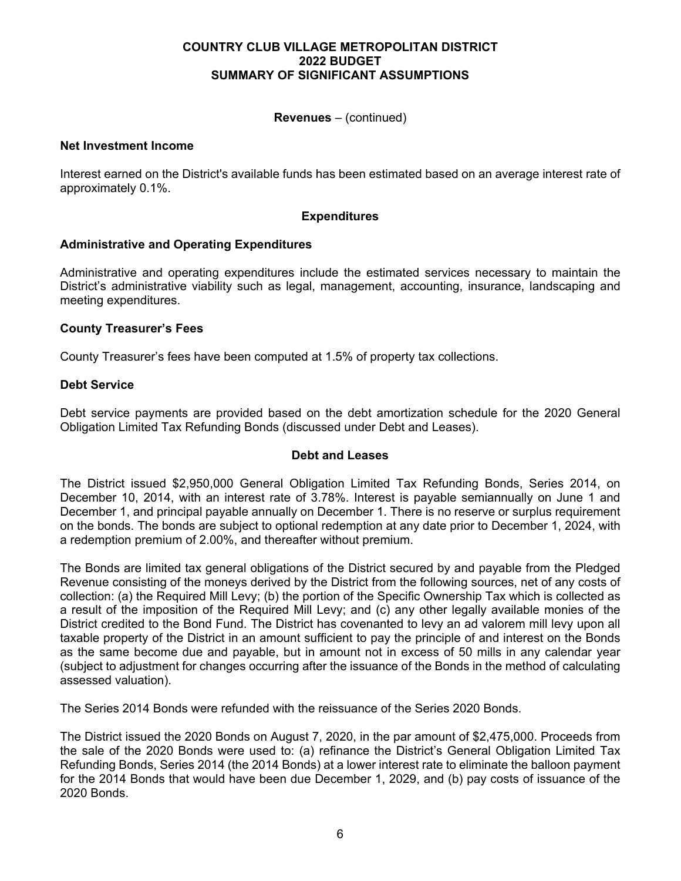**Revenues** – (continued)

**Net Investment Income**

Interest earned on the District's available funds has been estimated based on an average interest rate of approximately 0.1%.

**Expenditures**

**Administrative and Operating Expenditures**

Administrative and operating expenditures include the estimated services necessary to maintain the District's administrative viability such as legal, management, accounting, insurance, landscaping and meeting expenditures.

**County Treasurer's Fees**

County Treasurer's fees have been computed at 1.5% of property tax collections.

**Debt Service**

Debt service payments are provided based on the debt amortization schedule for the 2020 General Obligation Limited Tax Refunding Bonds (discussed under Debt and Leases).

**Debt and Leases**

The District issued $2,950,000 General Obligation Limited Tax Refunding Bonds, Series 2014, on December 10, 2014, with an interest rate of 3.78%. Interest is payable semiannually on June 1 and December 1, and principal payable annually on December 1. There is no reserve or surplus requirement on the bonds. The bonds are subject to optional redemption at any date prior to December 1, 2024, with a redemption premium of 2.00%, and thereafter without premium.

The Bonds are limited tax general obligations of the District secured by and payable from the Pledged Revenue consisting of the moneys derived by the District from the following sources, net of any costs of collection: (a) the Required Mill Levy; (b) the portion of the Specific Ownership Tax which is collected as a result of the imposition of the Required Mill Levy; and (c) any other legally available monies of the District credited to the Bond Fund. The District has covenanted to levy an ad valorem mill levy upon all taxable property of the District in an amount sufficient to pay the principle of and interest on the Bonds as the same become due and payable, but in amount not in excess of 50 mills in any calendar year (subject to adjustment for changes occurring after the issuance of the Bonds in the method of calculating assessed valuation).

The Series 2014 Bonds were refunded with the reissuance of the Series 2020 Bonds.

The District issued the 2020 Bonds on August 7, 2020, in the par amount of $2,475,000. Proceeds from the sale of the 2020 Bonds were used to: (a) refinance the District's General Obligation Limited Tax Refunding Bonds, Series 2014 (the 2014 Bonds) at a lower interest rate to eliminate the balloon payment for the 2014 Bonds that would have been due December 1, 2029, and (b) pay costs of issuance of the 2020 Bonds.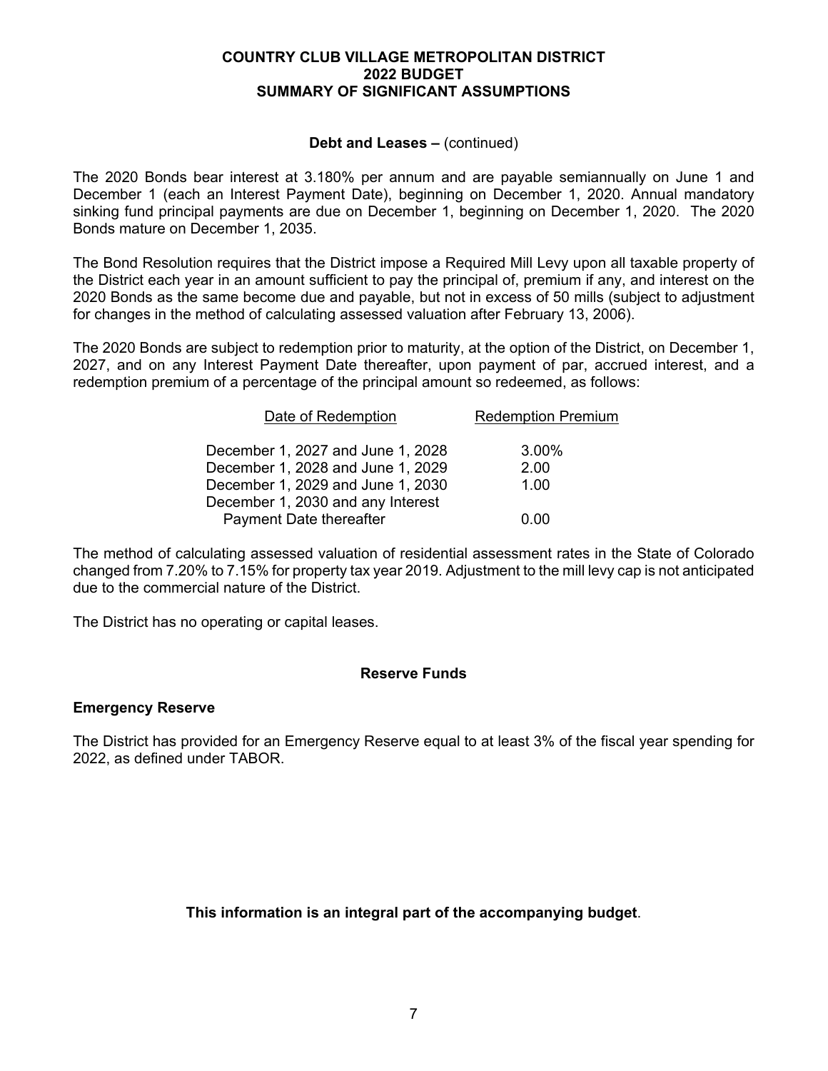# COUNTRY CLUB VILLAGE METROPOLITAN DISTRICT
## 2022 BUDGET
## SUMMARY OF SIGNIFICANT ASSUMPTIONS

### Debt and Leases – (continued)

The 2020 Bonds bear interest at 3.180% per annum and are payable semiannually on June 1 and December 1 (each an Interest Payment Date), beginning on December 1, 2020. Annual mandatory sinking fund principal payments are due on December 1, beginning on December 1, 2020. The 2020 Bonds mature on December 1, 2035.

The Bond Resolution requires that the District impose a Required Mill Levy upon all taxable property of the District each year in an amount sufficient to pay the principal of, premium if any, and interest on the 2020 Bonds as the same become due and payable, but not in excess of 50 mills (subject to adjustment for changes in the method of calculating assessed valuation after February 13, 2006).

The 2020 Bonds are subject to redemption prior to maturity, at the option of the District, on December 1, 2027, and on any Interest Payment Date thereafter, upon payment of par, accrued interest, and a redemption premium of a percentage of the principal amount so redeemed, as follows:

| Date of Redemption | Redemption Premium |
|---|---|
| December 1, 2027 and June 1, 2028 | 3.00% |
| December 1, 2028 and June 1, 2029 | 2.00 |
| December 1, 2029 and June 1, 2030 | 1.00 |
| December 1, 2030 and any Interest Payment Date thereafter | 0.00 |

The method of calculating assessed valuation of residential assessment rates in the State of Colorado changed from 7.20% to 7.15% for property tax year 2019. Adjustment to the mill levy cap is not anticipated due to the commercial nature of the District.

The District has no operating or capital leases.

### Reserve Funds

**Emergency Reserve**

The District has provided for an Emergency Reserve equal to at least 3% of the fiscal year spending for 2022, as defined under TABOR.

**This information is an integral part of the accompanying budget**.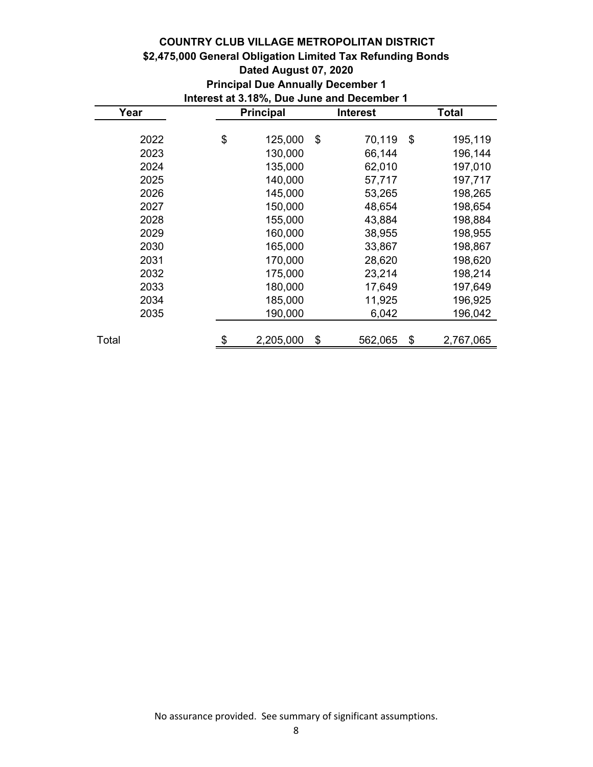**COUNTRY CLUB VILLAGE METROPOLITAN DISTRICT**
**$2,475,000 General Obligation Limited Tax Refunding Bonds**
**Dated August 07, 2020**
**Principal Due Annually December 1**
**Interest at 3.18%, Due June and December 1**

| Year | Principal | Interest | Total |
|---|---|---|---|
| 2022 | $ 125,000 | $ 70,119 | $ 195,119 |
| 2023 | 130,000 | 66,144 | 196,144 |
| 2024 | 135,000 | 62,010 | 197,010 |
| 2025 | 140,000 | 57,717 | 197,717 |
| 2026 | 145,000 | 53,265 | 198,265 |
| 2027 | 150,000 | 48,654 | 198,654 |
| 2028 | 155,000 | 43,884 | 198,884 |
| 2029 | 160,000 | 38,955 | 198,955 |
| 2030 | 165,000 | 33,867 | 198,867 |
| 2031 | 170,000 | 28,620 | 198,620 |
| 2032 | 175,000 | 23,214 | 198,214 |
| 2033 | 180,000 | 17,649 | 197,649 |
| 2034 | 185,000 | 11,925 | 196,925 |
| 2035 | 190,000 | 6,042 | 196,042 |
| Total | $ 2,205,000 | $ 562,065 | $ 2,767,065 |

No assurance provided. See summary of significant assumptions.